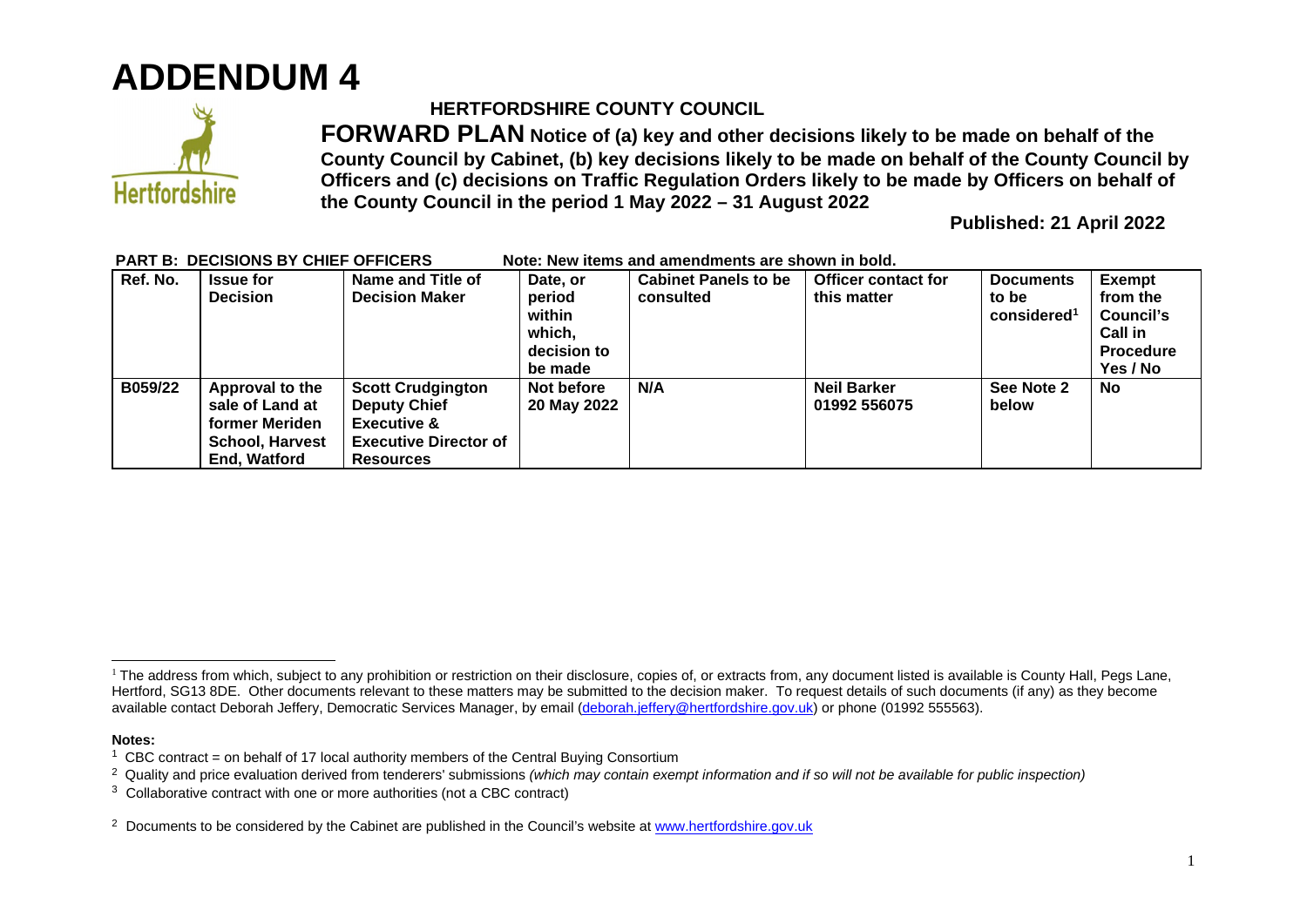# ADDENDUM 4

**HERTFORDSHIRE COUNTY COUNCIL**

**FORWARD PLAN Notice of (a) key and other decisions likely to be made on behalf of the County Council by Cabinet, (b) key decisions likely to be made on behalf of the County Council by Officers and (c) decisions on Traffic Regulation Orders likely to be made by Officers on behalf of the County Council in the period 1 May 2022 – 31 August 2022**

**Published: 21 April 2022**

**PART B: DECISIONS BY CHIEF OFFICERS** **Note: New items and amendments are shown in bold.**

| Ref. No. | Issue for Decision | Name and Title of Decision Maker | Date, or period within which, decision to be made | Cabinet Panels to be consulted | Officer contact for this matter | Documents to be considered[1] | Exempt from the Council's Call in Procedure Yes / No |
|---|---|---|---|---|---|---|---|
| **B059/22** | **Approval to the sale of Land at former Meriden School, Harvest End, Watford** | **Scott Crudgington Deputy Chief Executive & Executive Director of Resources** | **Not before 20 May 2022** | **N/A** | **Neil Barker 01992 556075** | **See Note 2 below** | **No** |

[1] The address from which, subject to any prohibition or restriction on their disclosure, copies of, or extracts from, any document listed is available is County Hall, Pegs Lane, Hertford, SG13 8DE. Other documents relevant to these matters may be submitted to the decision maker. To request details of such documents (if any) as they become available contact Deborah Jeffery, Democratic Services Manager, by email (deborah.jeffery@hertfordshire.gov.uk) or phone (01992 555563).

**Notes:**

[1] CBC contract = on behalf of 17 local authority members of the Central Buying Consortium

[2] Quality and price evaluation derived from tenderers' submissions *(which may contain exempt information and if so will not be available for public inspection)*

[3] Collaborative contract with one or more authorities (not a CBC contract)

[2] Documents to be considered by the Cabinet are published in the Council's website at www.hertfordshire.gov.uk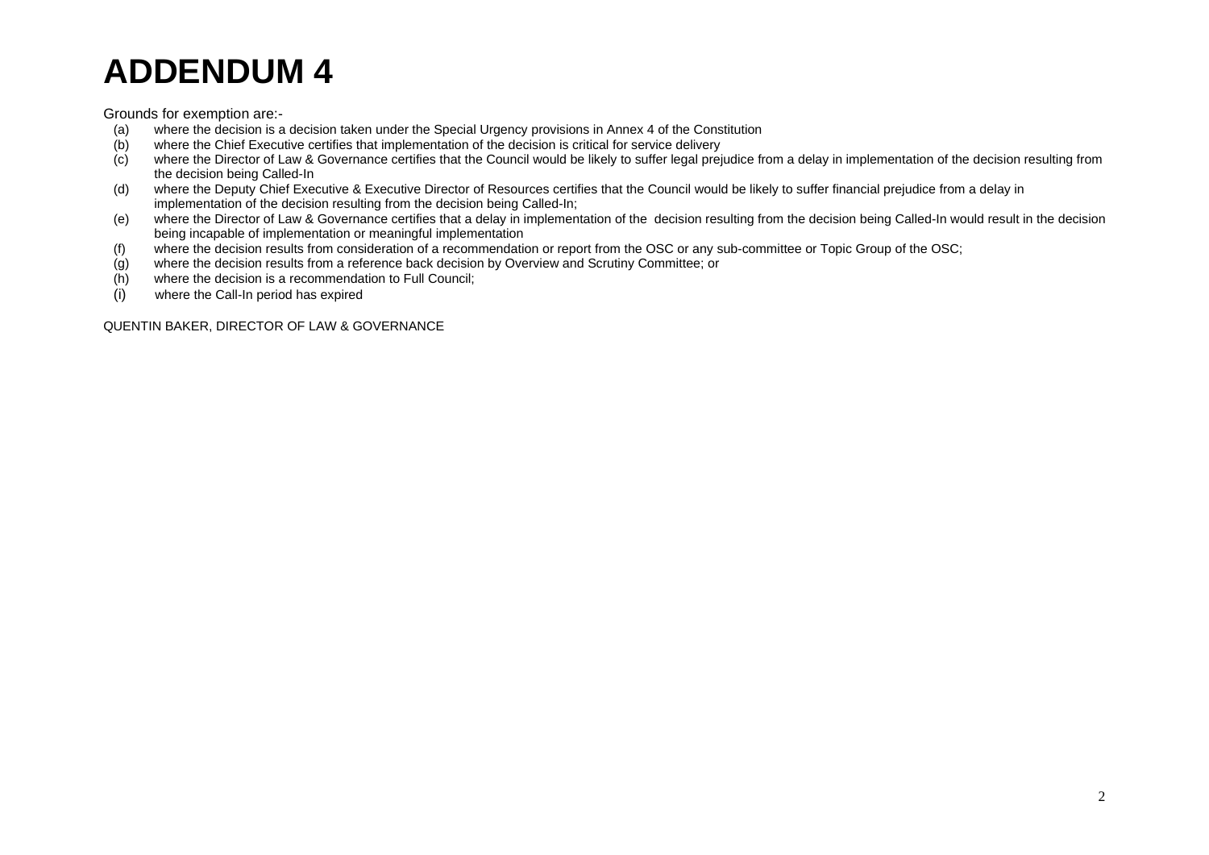# ADDENDUM 4

Grounds for exemption are:-

- (a) where the decision is a decision taken under the Special Urgency provisions in Annex 4 of the Constitution
- (b) where the Chief Executive certifies that implementation of the decision is critical for service delivery
- (c) where the Director of Law & Governance certifies that the Council would be likely to suffer legal prejudice from a delay in implementation of the decision resulting from the decision being Called-In
- (d) where the Deputy Chief Executive & Executive Director of Resources certifies that the Council would be likely to suffer financial prejudice from a delay in implementation of the decision resulting from the decision being Called-In;
- (e) where the Director of Law & Governance certifies that a delay in implementation of the decision resulting from the decision being Called-In would result in the decision being incapable of implementation or meaningful implementation
- (f) where the decision results from consideration of a recommendation or report from the OSC or any sub-committee or Topic Group of the OSC;
- (g) where the decision results from a reference back decision by Overview and Scrutiny Committee; or
- (h) where the decision is a recommendation to Full Council;
- (i) where the Call-In period has expired

QUENTIN BAKER, DIRECTOR OF LAW & GOVERNANCE